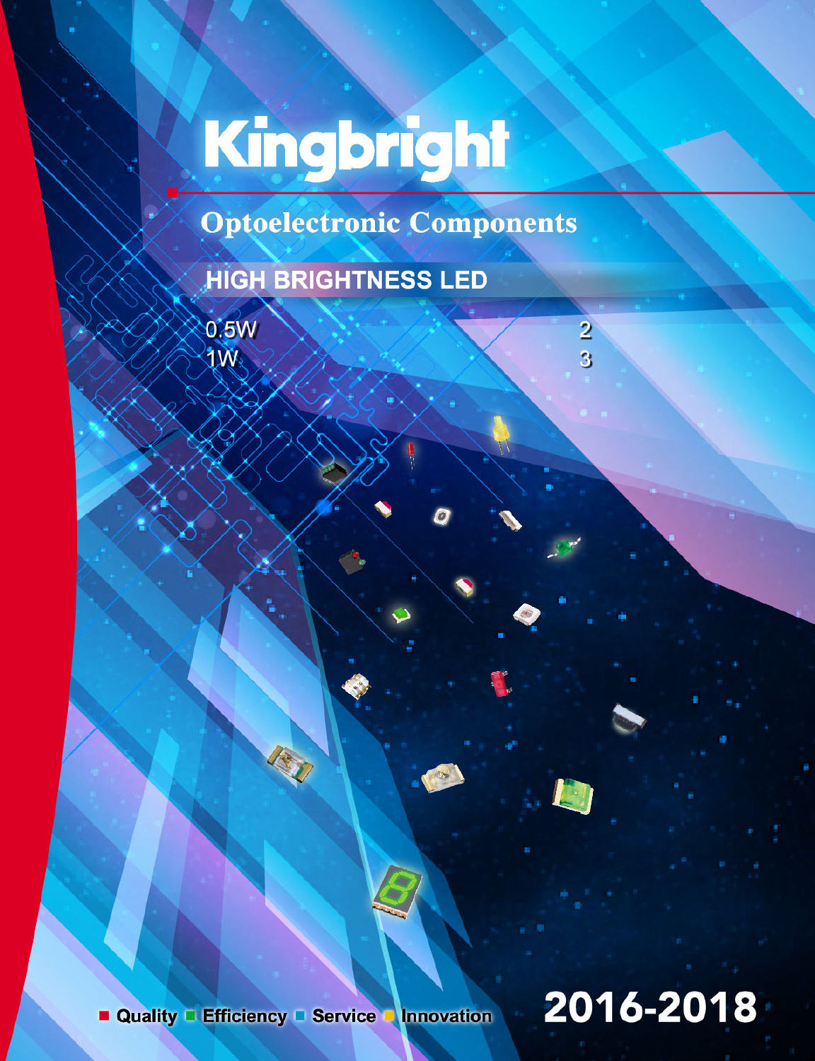# Kingbright

## Optoelectronic Components

### HIGH BRIGHTNESS LED

| | |
|---|---|
| 0.5W | 2 |
| 1W | 3 |

Quality Efficiency Service Innovation

2016-2018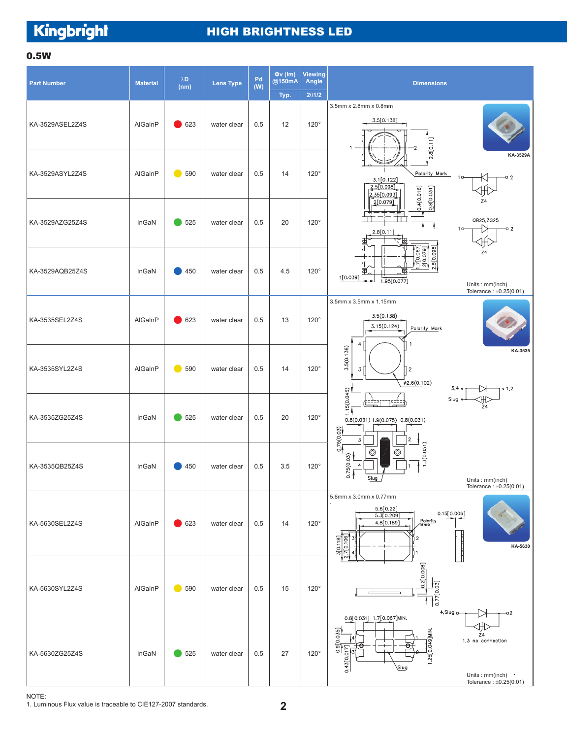## 0.5W

| Part Number | Material | λD (nm) | Lens Type | Pd (W) | Φv (lm) @150mA Typ. | Viewing Angle 2θ1/2 | Dimensions |
|---|---|---|---|---|---|---|---|
| KA-3529ASEL2Z4S | AlGaInP | 623 | water clear | 0.5 | 12 | 120° | 3.5mm x 2.8mm x 0.8mm (KA-3529A) Units : mm(inch) Tolerance : ±0.25(0.01) |
| KA-3529ASYL2Z4S | AlGaInP | 590 | water clear | 0.5 | 14 | 120° | |
| KA-3529AZG25Z4S | InGaN | 525 | water clear | 0.5 | 20 | 120° | |
| KA-3529AQB25Z4S | InGaN | 450 | water clear | 0.5 | 4.5 | 120° | |
| KA-3535SEL2Z4S | AlGaInP | 623 | water clear | 0.5 | 13 | 120° | 3.5mm x 3.5mm x 1.15mm (KA-3535) Units : mm(inch) Tolerance : ±0.25(0.01) |
| KA-3535SYL2Z4S | AlGaInP | 590 | water clear | 0.5 | 14 | 120° | |
| KA-3535ZG25Z4S | InGaN | 525 | water clear | 0.5 | 20 | 120° | |
| KA-3535QB25Z4S | InGaN | 450 | water clear | 0.5 | 3.5 | 120° | |
| KA-5630SEL2Z4S | AlGaInP | 623 | water clear | 0.5 | 14 | 120° | 5.6mm x 3.0mm x 0.77mm (KA-5630) Units : mm(inch) Tolerance : ±0.25(0.01) |
| KA-5630SYL2Z4S | AlGaInP | 590 | water clear | 0.5 | 15 | 120° | |
| KA-5630ZG25Z4S | InGaN | 525 | water clear | 0.5 | 27 | 120° | |

NOTE:
1. Luminous Flux value is traceable to CIE127-2007 standards.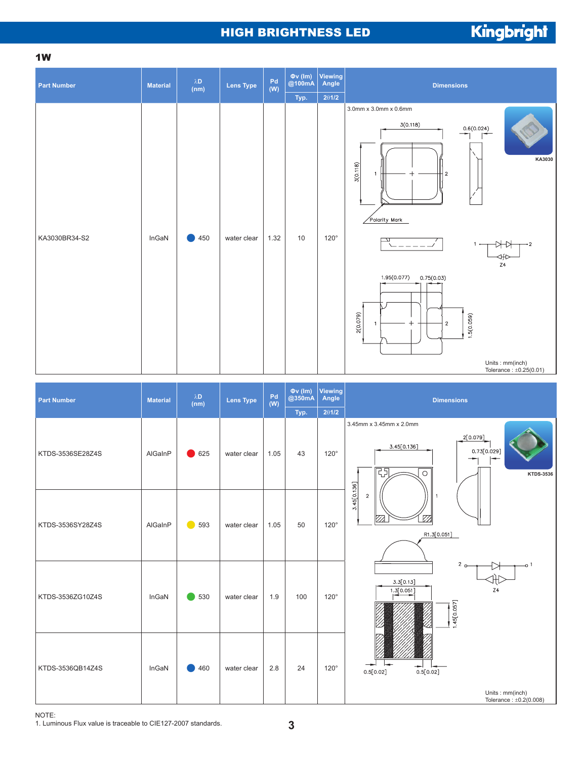## 1W

| Part Number | Material | λD (nm) | Lens Type | Pd (W) | Φv (lm) @100mA | Viewing Angle | Dimensions |
|---|---|---|---|---|---|---|---|
| | | | | | Typ. | 2θ1/2 | |
| KA3030BR34-S2 | InGaN | 450 | water clear | 1.32 | 10 | 120° | 3.0mm x 3.0mm x 0.6mm |

KA3030

3(0.118)
0.6(0.024)
3(0.118)
1
2
Polarity Mark
1
2
Z4
1.95(0.077)
0.75(0.03)
2(0.079)
1
2
1.5(0.059)

Units : mm(inch)
Tolerance : ±0.25(0.01)

| Part Number | Material | λD (nm) | Lens Type | Pd (W) | Φv (lm) @350mA | Viewing Angle | Dimensions |
|---|---|---|---|---|---|---|---|
| | | | | | Typ. | 2θ1/2 | |
| KTDS-3536SE28Z4S | AlGaInP | 625 | water clear | 1.05 | 43 | 120° | 3.45mm x 3.45mm x 2.0mm |
| KTDS-3536SY28Z4S | AlGaInP | 593 | water clear | 1.05 | 50 | 120° | |
| KTDS-3536ZG10Z4S | InGaN | 530 | water clear | 1.9 | 100 | 120° | |
| KTDS-3536QB14Z4S | InGaN | 460 | water clear | 2.8 | 24 | 120° | |

KTDS-3536

3.45[0.136]
2[0.079]
0.73[0.029]
3.45[0.136]
2
1
R1.3[0.051]
2
1
Z4
3.3[0.13]
1.3[0.051]
1.45[0.057]
0.5[0.02]
0.5[0.02]

Units : mm(inch)
Tolerance : ±0.2(0.008)

NOTE:
1. Luminous Flux value is traceable to CIE127-2007 standards.